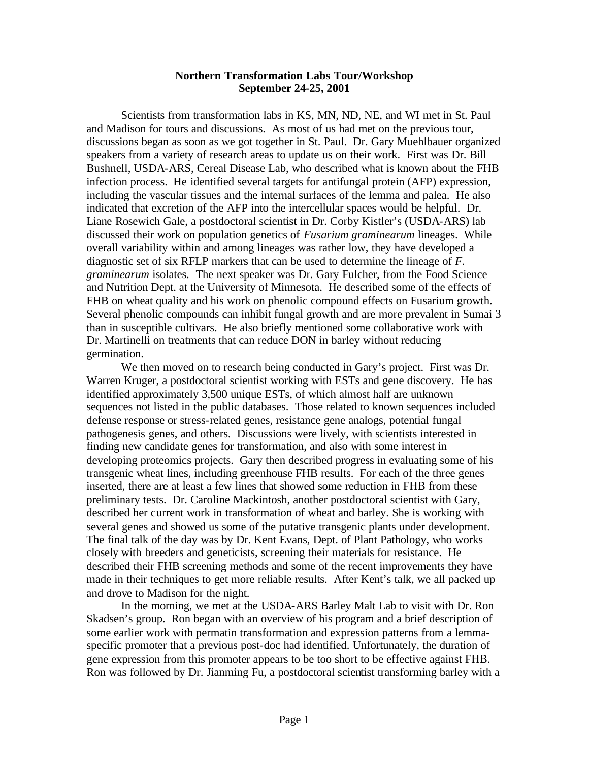**Northern Transformation Labs Tour/Workshop**
**September 24-25, 2001**

Scientists from transformation labs in KS, MN, ND, NE, and WI met in St. Paul and Madison for tours and discussions. As most of us had met on the previous tour, discussions began as soon as we got together in St. Paul. Dr. Gary Muehlbauer organized speakers from a variety of research areas to update us on their work. First was Dr. Bill Bushnell, USDA-ARS, Cereal Disease Lab, who described what is known about the FHB infection process. He identified several targets for antifungal protein (AFP) expression, including the vascular tissues and the internal surfaces of the lemma and palea. He also indicated that excretion of the AFP into the intercellular spaces would be helpful. Dr. Liane Rosewich Gale, a postdoctoral scientist in Dr. Corby Kistler's (USDA-ARS) lab discussed their work on population genetics of *Fusarium graminearum* lineages. While overall variability within and among lineages was rather low, they have developed a diagnostic set of six RFLP markers that can be used to determine the lineage of *F. graminearum* isolates. The next speaker was Dr. Gary Fulcher, from the Food Science and Nutrition Dept. at the University of Minnesota. He described some of the effects of FHB on wheat quality and his work on phenolic compound effects on Fusarium growth. Several phenolic compounds can inhibit fungal growth and are more prevalent in Sumai 3 than in susceptible cultivars. He also briefly mentioned some collaborative work with Dr. Martinelli on treatments that can reduce DON in barley without reducing germination.

We then moved on to research being conducted in Gary's project. First was Dr. Warren Kruger, a postdoctoral scientist working with ESTs and gene discovery. He has identified approximately 3,500 unique ESTs, of which almost half are unknown sequences not listed in the public databases. Those related to known sequences included defense response or stress-related genes, resistance gene analogs, potential fungal pathogenesis genes, and others. Discussions were lively, with scientists interested in finding new candidate genes for transformation, and also with some interest in developing proteomics projects. Gary then described progress in evaluating some of his transgenic wheat lines, including greenhouse FHB results. For each of the three genes inserted, there are at least a few lines that showed some reduction in FHB from these preliminary tests. Dr. Caroline Mackintosh, another postdoctoral scientist with Gary, described her current work in transformation of wheat and barley. She is working with several genes and showed us some of the putative transgenic plants under development. The final talk of the day was by Dr. Kent Evans, Dept. of Plant Pathology, who works closely with breeders and geneticists, screening their materials for resistance. He described their FHB screening methods and some of the recent improvements they have made in their techniques to get more reliable results. After Kent's talk, we all packed up and drove to Madison for the night.

In the morning, we met at the USDA-ARS Barley Malt Lab to visit with Dr. Ron Skadsen's group. Ron began with an overview of his program and a brief description of some earlier work with permatin transformation and expression patterns from a lemma-specific promoter that a previous post-doc had identified. Unfortunately, the duration of gene expression from this promoter appears to be too short to be effective against FHB. Ron was followed by Dr. Jianming Fu, a postdoctoral scientist transforming barley with a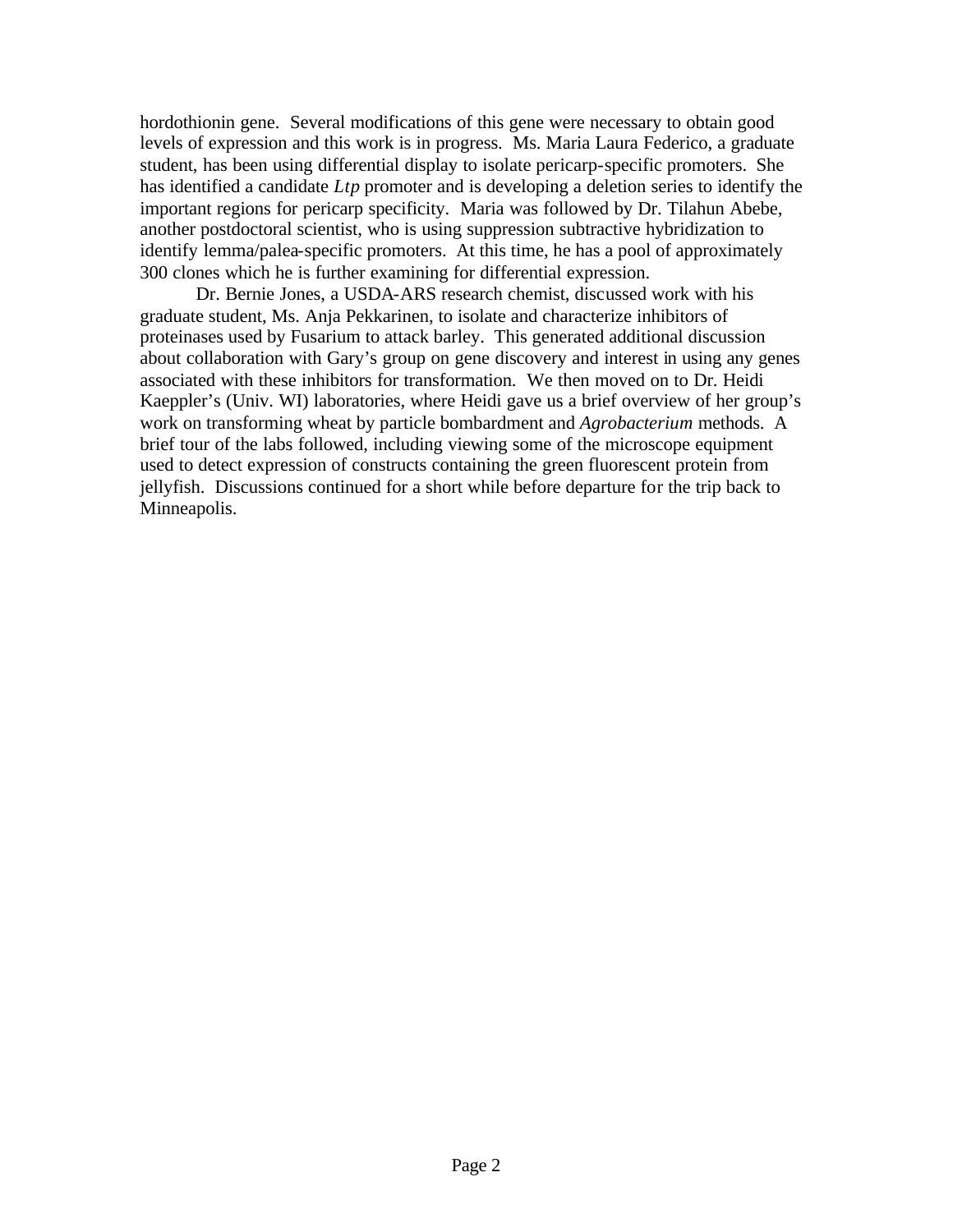hordothionin gene. Several modifications of this gene were necessary to obtain good levels of expression and this work is in progress. Ms. Maria Laura Federico, a graduate student, has been using differential display to isolate pericarp-specific promoters. She has identified a candidate *Ltp* promoter and is developing a deletion series to identify the important regions for pericarp specificity. Maria was followed by Dr. Tilahun Abebe, another postdoctoral scientist, who is using suppression subtractive hybridization to identify lemma/palea-specific promoters. At this time, he has a pool of approximately 300 clones which he is further examining for differential expression.

Dr. Bernie Jones, a USDA-ARS research chemist, discussed work with his graduate student, Ms. Anja Pekkarinen, to isolate and characterize inhibitors of proteinases used by Fusarium to attack barley. This generated additional discussion about collaboration with Gary's group on gene discovery and interest in using any genes associated with these inhibitors for transformation. We then moved on to Dr. Heidi Kaeppler's (Univ. WI) laboratories, where Heidi gave us a brief overview of her group's work on transforming wheat by particle bombardment and *Agrobacterium* methods. A brief tour of the labs followed, including viewing some of the microscope equipment used to detect expression of constructs containing the green fluorescent protein from jellyfish. Discussions continued for a short while before departure for the trip back to Minneapolis.